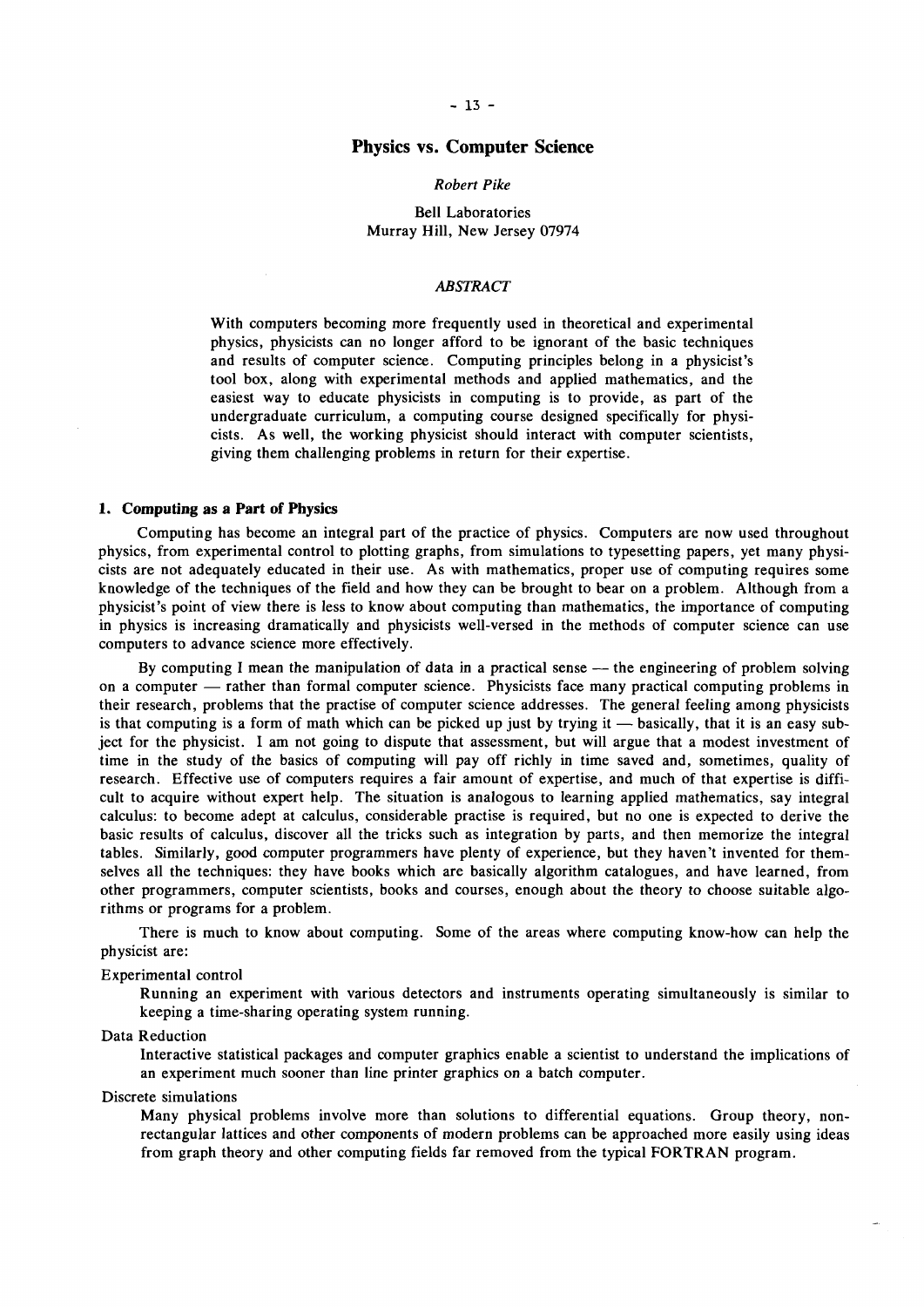# Physics vs. Computer Science

*Robert Pike*

Bell Laboratories
Murray Hill, New Jersey 07974

*ABSTRACT*

With computers becoming more frequently used in theoretical and experimental physics, physicists can no longer afford to be ignorant of the basic techniques and results of computer science. Computing principles belong in a physicist's tool box, along with experimental methods and applied mathematics, and the easiest way to educate physicists in computing is to provide, as part of the undergraduate curriculum, a computing course designed specifically for physicists. As well, the working physicist should interact with computer scientists, giving them challenging problems in return for their expertise.

## 1. Computing as a Part of Physics

Computing has become an integral part of the practice of physics. Computers are now used throughout physics, from experimental control to plotting graphs, from simulations to typesetting papers, yet many physicists are not adequately educated in their use. As with mathematics, proper use of computing requires some knowledge of the techniques of the field and how they can be brought to bear on a problem. Although from a physicist's point of view there is less to know about computing than mathematics, the importance of computing in physics is increasing dramatically and physicists well-versed in the methods of computer science can use computers to advance science more effectively.

By computing I mean the manipulation of data in a practical sense — the engineering of problem solving on a computer — rather than formal computer science. Physicists face many practical computing problems in their research, problems that the practise of computer science addresses. The general feeling among physicists is that computing is a form of math which can be picked up just by trying it — basically, that it is an easy subject for the physicist. I am not going to dispute that assessment, but will argue that a modest investment of time in the study of the basics of computing will pay off richly in time saved and, sometimes, quality of research. Effective use of computers requires a fair amount of expertise, and much of that expertise is difficult to acquire without expert help. The situation is analogous to learning applied mathematics, say integral calculus: to become adept at calculus, considerable practise is required, but no one is expected to derive the basic results of calculus, discover all the tricks such as integration by parts, and then memorize the integral tables. Similarly, good computer programmers have plenty of experience, but they haven't invented for themselves all the techniques: they have books which are basically algorithm catalogues, and have learned, from other programmers, computer scientists, books and courses, enough about the theory to choose suitable algorithms or programs for a problem.

There is much to know about computing. Some of the areas where computing know-how can help the physicist are:

Experimental control

Running an experiment with various detectors and instruments operating simultaneously is similar to keeping a time-sharing operating system running.

Data Reduction

Interactive statistical packages and computer graphics enable a scientist to understand the implications of an experiment much sooner than line printer graphics on a batch computer.

Discrete simulations

Many physical problems involve more than solutions to differential equations. Group theory, non-rectangular lattices and other components of modern problems can be approached more easily using ideas from graph theory and other computing fields far removed from the typical FORTRAN program.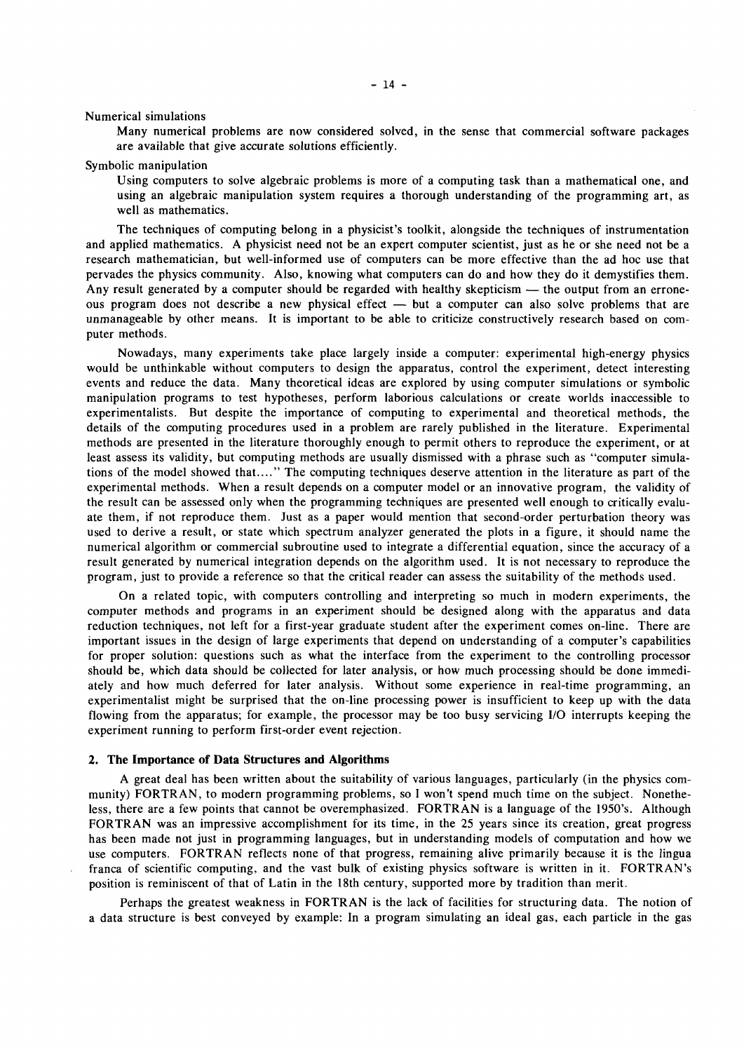Numerical simulations

Many numerical problems are now considered solved, in the sense that commercial software packages are available that give accurate solutions efficiently.

Symbolic manipulation

Using computers to solve algebraic problems is more of a computing task than a mathematical one, and using an algebraic manipulation system requires a thorough understanding of the programming art, as well as mathematics.

The techniques of computing belong in a physicist's toolkit, alongside the techniques of instrumentation and applied mathematics. A physicist need not be an expert computer scientist, just as he or she need not be a research mathematician, but well-informed use of computers can be more effective than the ad hoc use that pervades the physics community. Also, knowing what computers can do and how they do it demystifies them. Any result generated by a computer should be regarded with healthy skepticism — the output from an erroneous program does not describe a new physical effect — but a computer can also solve problems that are unmanageable by other means. It is important to be able to criticize constructively research based on computer methods.

Nowadays, many experiments take place largely inside a computer: experimental high-energy physics would be unthinkable without computers to design the apparatus, control the experiment, detect interesting events and reduce the data. Many theoretical ideas are explored by using computer simulations or symbolic manipulation programs to test hypotheses, perform laborious calculations or create worlds inaccessible to experimentalists. But despite the importance of computing to experimental and theoretical methods, the details of the computing procedures used in a problem are rarely published in the literature. Experimental methods are presented in the literature thoroughly enough to permit others to reproduce the experiment, or at least assess its validity, but computing methods are usually dismissed with a phrase such as "computer simulations of the model showed that...." The computing techniques deserve attention in the literature as part of the experimental methods. When a result depends on a computer model or an innovative program, the validity of the result can be assessed only when the programming techniques are presented well enough to critically evaluate them, if not reproduce them. Just as a paper would mention that second-order perturbation theory was used to derive a result, or state which spectrum analyzer generated the plots in a figure, it should name the numerical algorithm or commercial subroutine used to integrate a differential equation, since the accuracy of a result generated by numerical integration depends on the algorithm used. It is not necessary to reproduce the program, just to provide a reference so that the critical reader can assess the suitability of the methods used.

On a related topic, with computers controlling and interpreting so much in modern experiments, the computer methods and programs in an experiment should be designed along with the apparatus and data reduction techniques, not left for a first-year graduate student after the experiment comes on-line. There are important issues in the design of large experiments that depend on understanding of a computer's capabilities for proper solution: questions such as what the interface from the experiment to the controlling processor should be, which data should be collected for later analysis, or how much processing should be done immediately and how much deferred for later analysis. Without some experience in real-time programming, an experimentalist might be surprised that the on-line processing power is insufficient to keep up with the data flowing from the apparatus; for example, the processor may be too busy servicing I/O interrupts keeping the experiment running to perform first-order event rejection.

## 2. The Importance of Data Structures and Algorithms

A great deal has been written about the suitability of various languages, particularly (in the physics community) FORTRAN, to modern programming problems, so I won't spend much time on the subject. Nonetheless, there are a few points that cannot be overemphasized. FORTRAN is a language of the 1950's. Although FORTRAN was an impressive accomplishment for its time, in the 25 years since its creation, great progress has been made not just in programming languages, but in understanding models of computation and how we use computers. FORTRAN reflects none of that progress, remaining alive primarily because it is the lingua franca of scientific computing, and the vast bulk of existing physics software is written in it. FORTRAN's position is reminiscent of that of Latin in the 18th century, supported more by tradition than merit.

Perhaps the greatest weakness in FORTRAN is the lack of facilities for structuring data. The notion of a data structure is best conveyed by example: In a program simulating an ideal gas, each particle in the gas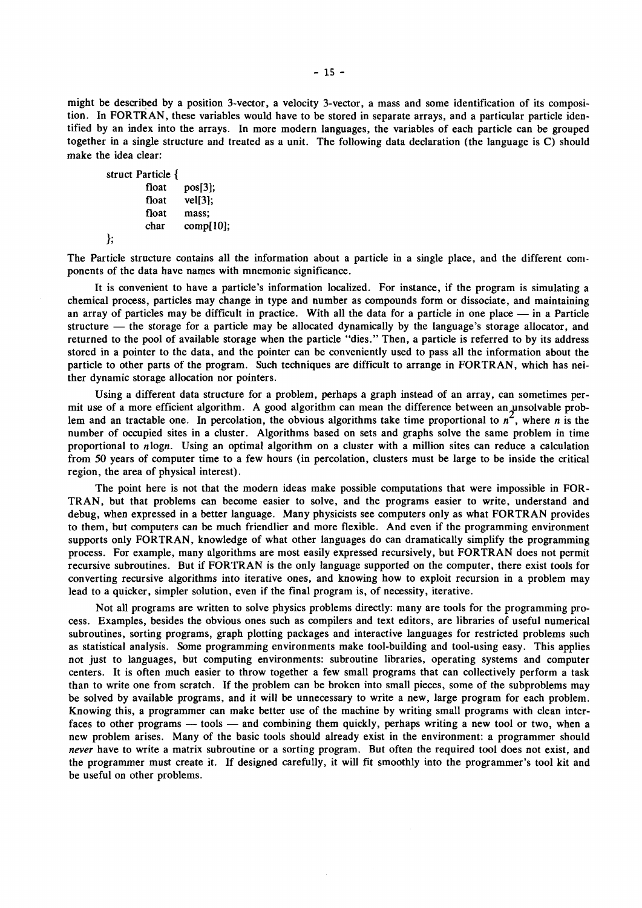might be described by a position 3-vector, a velocity 3-vector, a mass and some identification of its composition. In FORTRAN, these variables would have to be stored in separate arrays, and a particular particle identified by an index into the arrays. In more modern languages, the variables of each particle can be grouped together in a single structure and treated as a unit. The following data declaration (the language is C) should make the idea clear:

```
struct Particle {
        float   pos[3];
        float   vel[3];
        float   mass;
        char    comp[10];
};
```

The Particle structure contains all the information about a particle in a single place, and the different components of the data have names with mnemonic significance.

It is convenient to have a particle's information localized. For instance, if the program is simulating a chemical process, particles may change in type and number as compounds form or dissociate, and maintaining an array of particles may be difficult in practice. With all the data for a particle in one place — in a Particle structure — the storage for a particle may be allocated dynamically by the language's storage allocator, and returned to the pool of available storage when the particle "dies." Then, a particle is referred to by its address stored in a pointer to the data, and the pointer can be conveniently used to pass all the information about the particle to other parts of the program. Such techniques are difficult to arrange in FORTRAN, which has neither dynamic storage allocation nor pointers.

Using a different data structure for a problem, perhaps a graph instead of an array, can sometimes permit use of a more efficient algorithm. A good algorithm can mean the difference between an unsolvable problem and an tractable one. In percolation, the obvious algorithms take time proportional to $n^2$, where $n$ is the number of occupied sites in a cluster. Algorithms based on sets and graphs solve the same problem in time proportional to $n \log n$. Using an optimal algorithm on a cluster with a million sites can reduce a calculation from 50 years of computer time to a few hours (in percolation, clusters must be large to be inside the critical region, the area of physical interest).

The point here is not that the modern ideas make possible computations that were impossible in FORTRAN, but that problems can become easier to solve, and the programs easier to write, understand and debug, when expressed in a better language. Many physicists see computers only as what FORTRAN provides to them, but computers can be much friendlier and more flexible. And even if the programming environment supports only FORTRAN, knowledge of what other languages do can dramatically simplify the programming process. For example, many algorithms are most easily expressed recursively, but FORTRAN does not permit recursive subroutines. But if FORTRAN is the only language supported on the computer, there exist tools for converting recursive algorithms into iterative ones, and knowing how to exploit recursion in a problem may lead to a quicker, simpler solution, even if the final program is, of necessity, iterative.

Not all programs are written to solve physics problems directly: many are tools for the programming process. Examples, besides the obvious ones such as compilers and text editors, are libraries of useful numerical subroutines, sorting programs, graph plotting packages and interactive languages for restricted problems such as statistical analysis. Some programming environments make tool-building and tool-using easy. This applies not just to languages, but computing environments: subroutine libraries, operating systems and computer centers. It is often much easier to throw together a few small programs that can collectively perform a task than to write one from scratch. If the problem can be broken into small pieces, some of the subproblems may be solved by available programs, and it will be unnecessary to write a new, large program for each problem. Knowing this, a programmer can make better use of the machine by writing small programs with clean interfaces to other programs — tools — and combining them quickly, perhaps writing a new tool or two, when a new problem arises. Many of the basic tools should already exist in the environment: a programmer should *never* have to write a matrix subroutine or a sorting program. But often the required tool does not exist, and the programmer must create it. If designed carefully, it will fit smoothly into the programmer's tool kit and be useful on other problems.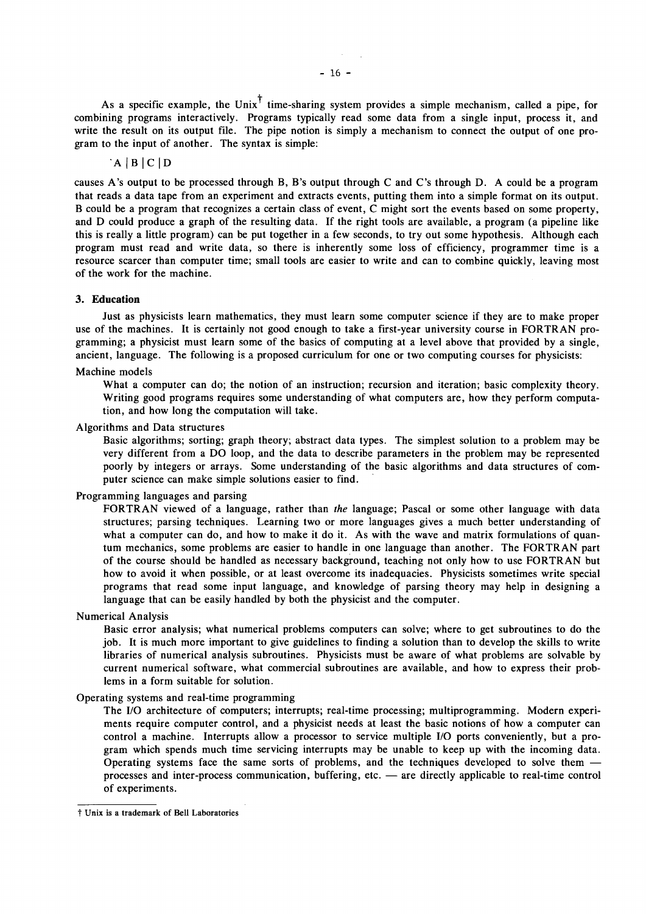As a specific example, the Unix† time-sharing system provides a simple mechanism, called a pipe, for combining programs interactively. Programs typically read some data from a single input, process it, and write the result on its output file. The pipe notion is simply a mechanism to connect the output of one program to the input of another. The syntax is simple:

```
A | B | C | D
```

causes A's output to be processed through B, B's output through C and C's through D. A could be a program that reads a data tape from an experiment and extracts events, putting them into a simple format on its output. B could be a program that recognizes a certain class of event, C might sort the events based on some property, and D could produce a graph of the resulting data. If the right tools are available, a program (a pipeline like this is really a little program) can be put together in a few seconds, to try out some hypothesis. Although each program must read and write data, so there is inherently some loss of efficiency, programmer time is a resource scarcer than computer time; small tools are easier to write and can to combine quickly, leaving most of the work for the machine.

## 3. Education

Just as physicists learn mathematics, they must learn some computer science if they are to make proper use of the machines. It is certainly not good enough to take a first-year university course in FORTRAN programming; a physicist must learn some of the basics of computing at a level above that provided by a single, ancient, language. The following is a proposed curriculum for one or two computing courses for physicists:

Machine models

What a computer can do; the notion of an instruction; recursion and iteration; basic complexity theory. Writing good programs requires some understanding of what computers are, how they perform computation, and how long the computation will take.

Algorithms and Data structures

Basic algorithms; sorting; graph theory; abstract data types. The simplest solution to a problem may be very different from a DO loop, and the data to describe parameters in the problem may be represented poorly by integers or arrays. Some understanding of the basic algorithms and data structures of computer science can make simple solutions easier to find.

Programming languages and parsing

FORTRAN viewed of a language, rather than *the* language; Pascal or some other language with data structures; parsing techniques. Learning two or more languages gives a much better understanding of what a computer can do, and how to make it do it. As with the wave and matrix formulations of quantum mechanics, some problems are easier to handle in one language than another. The FORTRAN part of the course should be handled as necessary background, teaching not only how to use FORTRAN but how to avoid it when possible, or at least overcome its inadequacies. Physicists sometimes write special programs that read some input language, and knowledge of parsing theory may help in designing a language that can be easily handled by both the physicist and the computer.

Numerical Analysis

Basic error analysis; what numerical problems computers can solve; where to get subroutines to do the job. It is much more important to give guidelines to finding a solution than to develop the skills to write libraries of numerical analysis subroutines. Physicists must be aware of what problems are solvable by current numerical software, what commercial subroutines are available, and how to express their problems in a form suitable for solution.

Operating systems and real-time programming

The I/O architecture of computers; interrupts; real-time processing; multiprogramming. Modern experiments require computer control, and a physicist needs at least the basic notions of how a computer can control a machine. Interrupts allow a processor to service multiple I/O ports conveniently, but a program which spends much time servicing interrupts may be unable to keep up with the incoming data. Operating systems face the same sorts of problems, and the techniques developed to solve them — processes and inter-process communication, buffering, etc. — are directly applicable to real-time control of experiments.

---

† Unix is a trademark of Bell Laboratories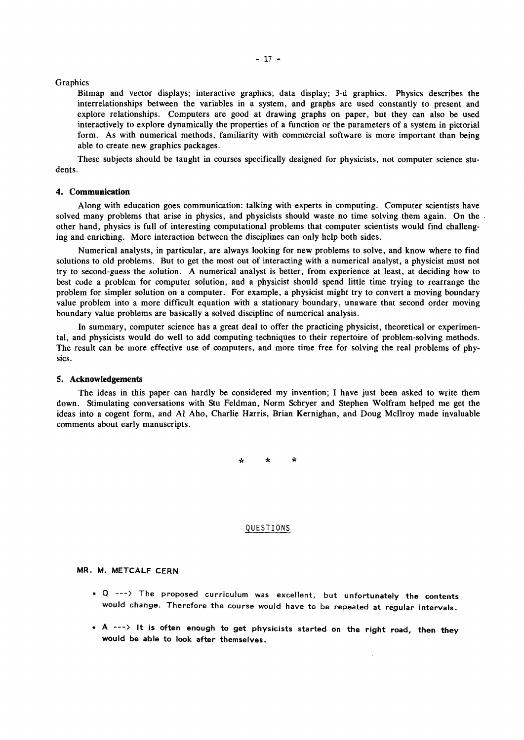Graphics

Bitmap and vector displays; interactive graphics; data display; 3-d graphics. Physics describes the interrelationships between the variables in a system, and graphs are used constantly to present and explore relationships. Computers are good at drawing graphs on paper, but they can also be used interactively to explore dynamically the properties of a function or the parameters of a system in pictorial form. As with numerical methods, familiarity with commercial software is more important than being able to create new graphics packages.

These subjects should be taught in courses specifically designed for physicists, not computer science students.

## 4. Communication

Along with education goes communication: talking with experts in computing. Computer scientists have solved many problems that arise in physics, and physicists should waste no time solving them again. On the other hand, physics is full of interesting computational problems that computer scientists would find challenging and enriching. More interaction between the disciplines can only help both sides.

Numerical analysts, in particular, are always looking for new problems to solve, and know where to find solutions to old problems. But to get the most out of interacting with a numerical analyst, a physicist must not try to second-guess the solution. A numerical analyst is better, from experience at least, at deciding how to best code a problem for computer solution, and a physicist should spend little time trying to rearrange the problem for simpler solution on a computer. For example, a physicist might try to convert a moving boundary value problem into a more difficult equation with a stationary boundary, unaware that second order moving boundary value problems are basically a solved discipline of numerical analysis.

In summary, computer science has a great deal to offer the practicing physicist, theoretical or experimental, and physicists would do well to add computing techniques to their repertoire of problem-solving methods. The result can be more effective use of computers, and more time free for solving the real problems of physics.

## 5. Acknowledgements

The ideas in this paper can hardly be considered my invention; I have just been asked to write them down. Stimulating conversations with Stu Feldman, Norm Schryer and Stephen Wolfram helped me get the ideas into a cogent form, and Al Aho, Charlie Harris, Brian Kernighan, and Doug McIlroy made invaluable comments about early manuscripts.

\* \* \*

## QUESTIONS

**MR. M. METCALF CERN**

- Q ---> The proposed curriculum was excellent, but unfortunately the contents would change. Therefore the course would have to be repeated at regular intervals.

- **A ---> It is often enough to get physicists started on the right road, then they would be able to look after themselves.**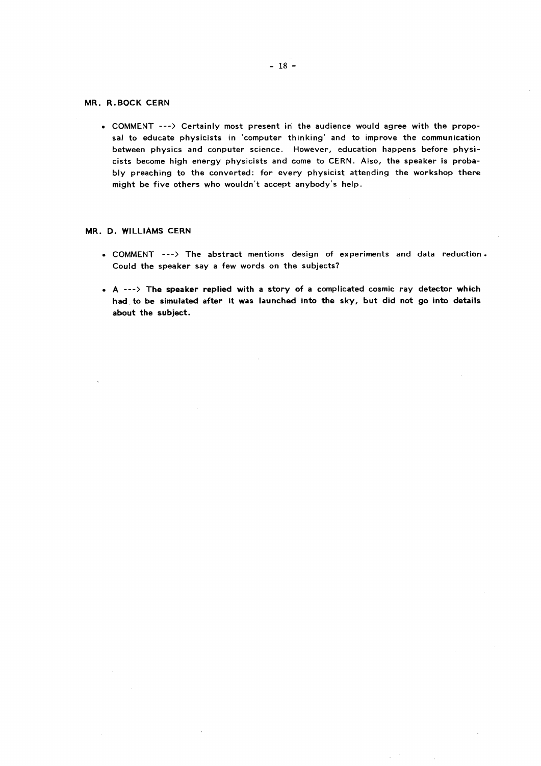**MR. R.BOCK CERN**

- COMMENT ---> Certainly most present in the audience would agree with the proposal to educate physicists in 'computer thinking' and to improve the communication between physics and conputer science. However, education happens before physicists become high energy physicists and come to CERN. Also, the speaker is probably preaching to the converted: for every physicist attending the workshop there might be five others who wouldn't accept anybody's help.

**MR. D. WILLIAMS CERN**

- COMMENT ---> The abstract mentions design of experiments and data reduction. Could the speaker say a few words on the subjects?

- A ---> **The speaker replied with a story of a complicated cosmic ray detector which had to be simulated after it was launched into the sky, but did not go into details about the subject.**